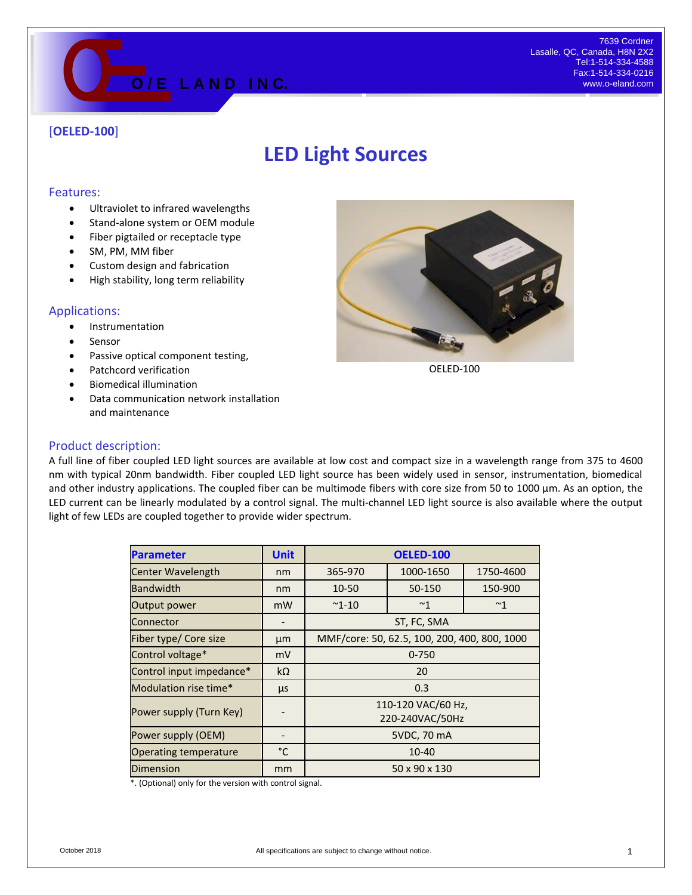O/E LAND INC.

7639 Cordner
Lasalle, QC, Canada, H8N 2X2
Tel:1-514-334-4588
Fax:1-514-334-0216
www.o-eland.com

[**OELED-100**]

# LED Light Sources

## Features:

- Ultraviolet to infrared wavelengths
- Stand-alone system or OEM module
- Fiber pigtailed or receptacle type
- SM, PM, MM fiber
- Custom design and fabrication
- High stability, long term reliability

## Applications:

- Instrumentation
- Sensor
- Passive optical component testing,
- Patchcord verification
- Biomedical illumination
- Data communication network installation and maintenance

OELED-100

## Product description:

A full line of fiber coupled LED light sources are available at low cost and compact size in a wavelength range from 375 to 4600 nm with typical 20nm bandwidth. Fiber coupled LED light source has been widely used in sensor, instrumentation, biomedical and other industry applications. The coupled fiber can be multimode fibers with core size from 50 to 1000 µm. As an option, the LED current can be linearly modulated by a control signal. The multi-channel LED light source is also available where the output light of few LEDs are coupled together to provide wider spectrum.

| Parameter | Unit | OELED-100 | | |
|---|---|---|---|---|
| Center Wavelength | nm | 365-970 | 1000-1650 | 1750-4600 |
| Bandwidth | nm | 10-50 | 50-150 | 150-900 |
| Output power | mW | ~1-10 | ~1 | ~1 |
| Connector | - | ST, FC, SMA | | |
| Fiber type/ Core size | µm | MMF/core: 50, 62.5, 100, 200, 400, 800, 1000 | | |
| Control voltage* | mV | 0-750 | | |
| Control input impedance* | kΩ | 20 | | |
| Modulation rise time* | µs | 0.3 | | |
| Power supply (Turn Key) | - | 110-120 VAC/60 Hz, 220-240VAC/50Hz | | |
| Power supply (OEM) | - | 5VDC, 70 mA | | |
| Operating temperature | °C | 10-40 | | |
| Dimension | mm | 50 x 90 x 130 | | |

*. (Optional) only for the version with control signal.

October 2018 All specifications are subject to change without notice.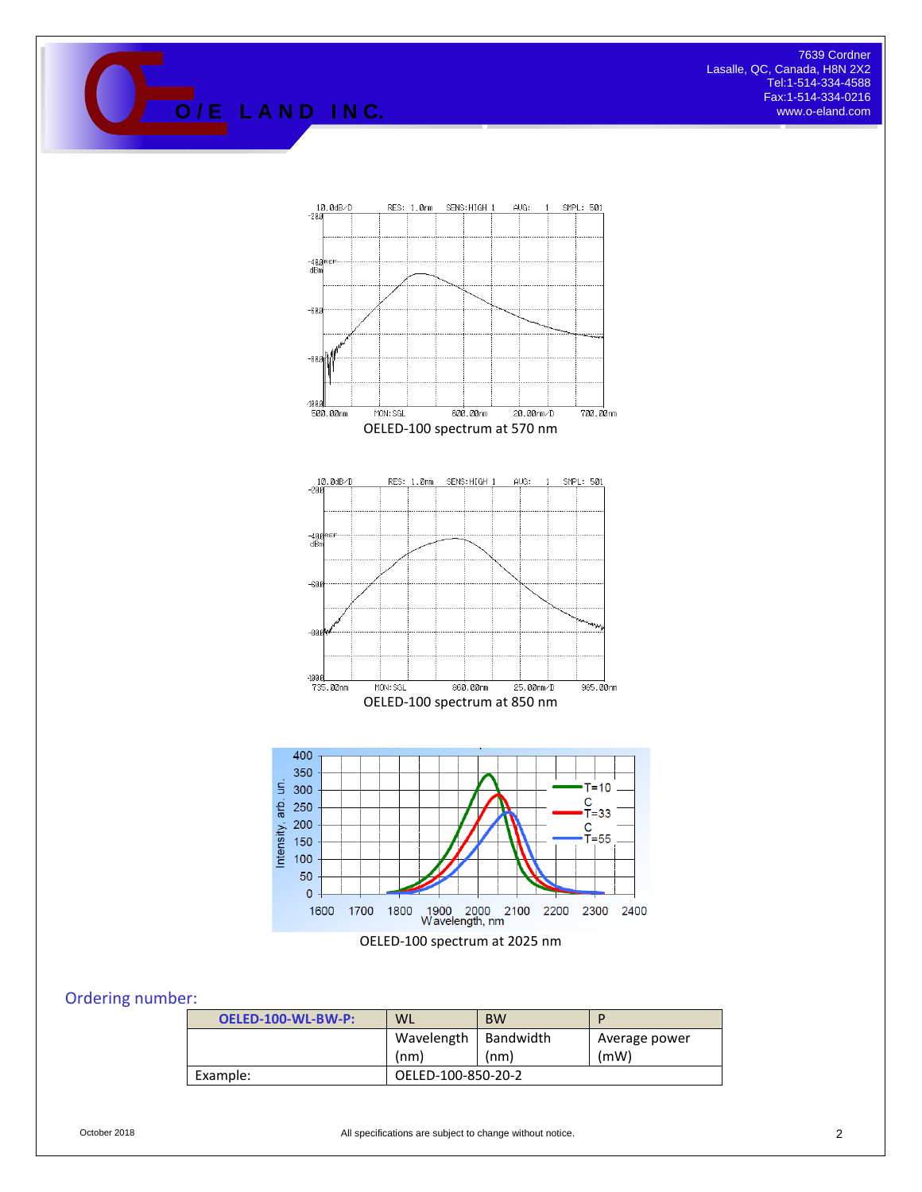OELED-100 spectrum at 570 nm

OELED-100 spectrum at 850 nm

OELED-100 spectrum at 2025 nm

## Ordering number:

| OELED-100-WL-BW-P: | WL | BW | P |
|---|---|---|---|
| | Wavelength (nm) | Bandwidth (nm) | Average power (mW) |
| Example: | OELED-100-850-20-2 | | |

October 2018 All specifications are subject to change without notice.